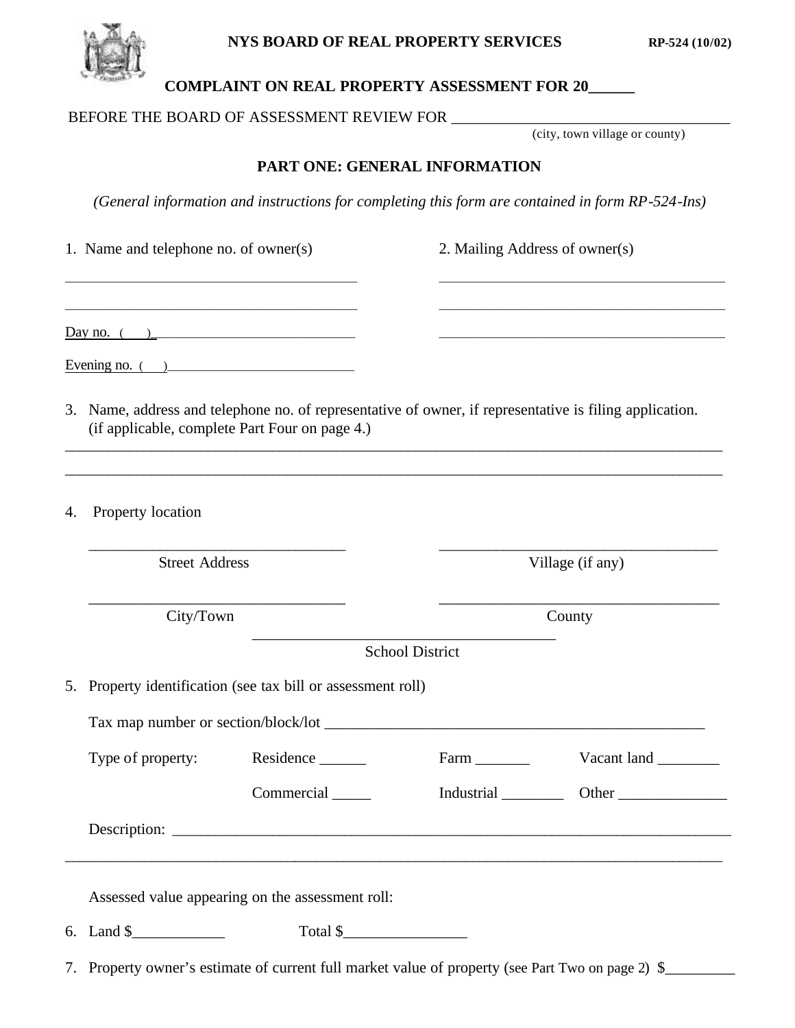**NYS BOARD OF REAL PROPERTY SERVICES** **RP-524 (10/02)**

## COMPLAINT ON REAL PROPERTY ASSESSMENT FOR 20______

BEFORE THE BOARD OF ASSESSMENT REVIEW FOR ___________________________________
(city, town village or county)

## PART ONE: GENERAL INFORMATION

*(General information and instructions for completing this form are contained in form RP-524-Ins)*

1. Name and telephone no. of owner(s)

_______________________________________

_______________________________________

Day no. (      )_____________________________

Evening no. (      )__________________________

2. Mailing Address of owner(s)

_______________________________________

_______________________________________

_______________________________________

3. Name, address and telephone no. of representative of owner, if representative is filing application. (if applicable, complete Part Four on page 4.)

_____________________________________________________________________________________

_____________________________________________________________________________________

4. Property location

_________________________________ Street Address

_________________________________ Village (if any)

_________________________________ City/Town

_________________________________ County

_________________________________ School District

5. Property identification (see tax bill or assessment roll)

Tax map number or section/block/lot __________________________________________________

Type of property: Residence ______ Farm _______ Vacant land ________

Commercial _____ Industrial ________ Other ______________

Description: ___________________________________________________________________________

_____________________________________________________________________________________

Assessed value appearing on the assessment roll:

6. Land $____________ Total $________________

7. Property owner's estimate of current full market value of property (see Part Two on page 2) $_________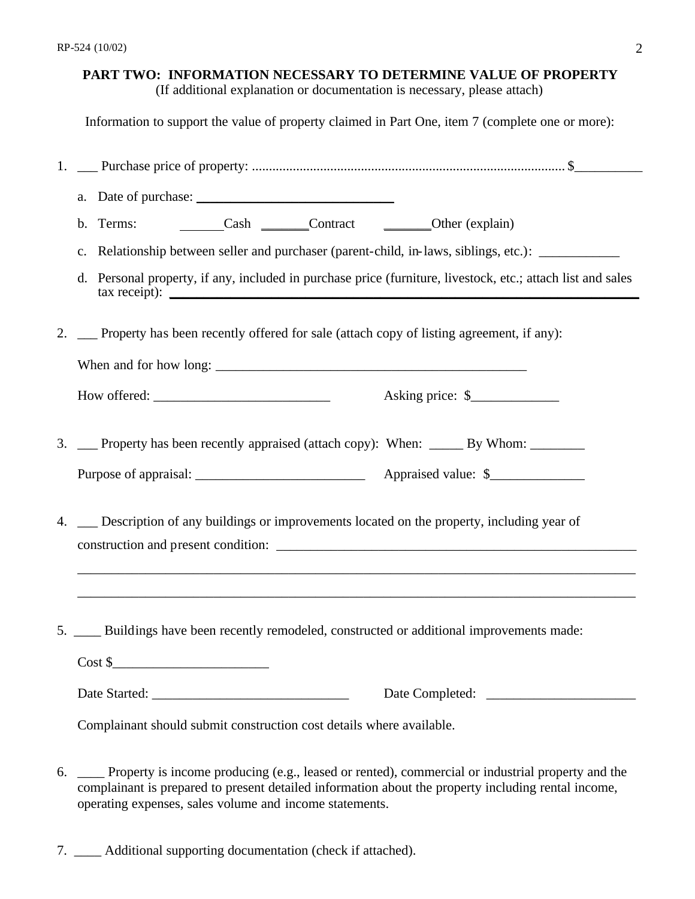## PART TWO: INFORMATION NECESSARY TO DETERMINE VALUE OF PROPERTY

(If additional explanation or documentation is necessary, please attach)

Information to support the value of property claimed in Part One, item 7 (complete one or more):

1. ___ Purchase price of property: ............................................................................................ $__________

   a. Date of purchase: ______________________________

   b. Terms: _______Cash _______Contract _______Other (explain)

   c. Relationship between seller and purchaser (parent-child, in-laws, siblings, etc.): ____________

   d. Personal property, if any, included in purchase price (furniture, livestock, etc.; attach list and sales tax receipt): ________________________________________________________________

2. ___ Property has been recently offered for sale (attach copy of listing agreement, if any):

   When and for how long: _______________________________________________

   How offered: __________________________ Asking price: $_____________

3. ___ Property has been recently appraised (attach copy): When: _____ By Whom: ________

   Purpose of appraisal: _________________________ Appraised value: $______________

4. ___ Description of any buildings or improvements located on the property, including year of construction and present condition: _______________________________________________________

   ________________________________________________________________________________

   ________________________________________________________________________________

5. ____ Buildings have been recently remodeled, constructed or additional improvements made:

   Cost $_______________________

   Date Started: _____________________________ Date Completed: ______________________

   Complainant should submit construction cost details where available.

6. ____ Property is income producing (e.g., leased or rented), commercial or industrial property and the complainant is prepared to present detailed information about the property including rental income, operating expenses, sales volume and income statements.

7. ____ Additional supporting documentation (check if attached).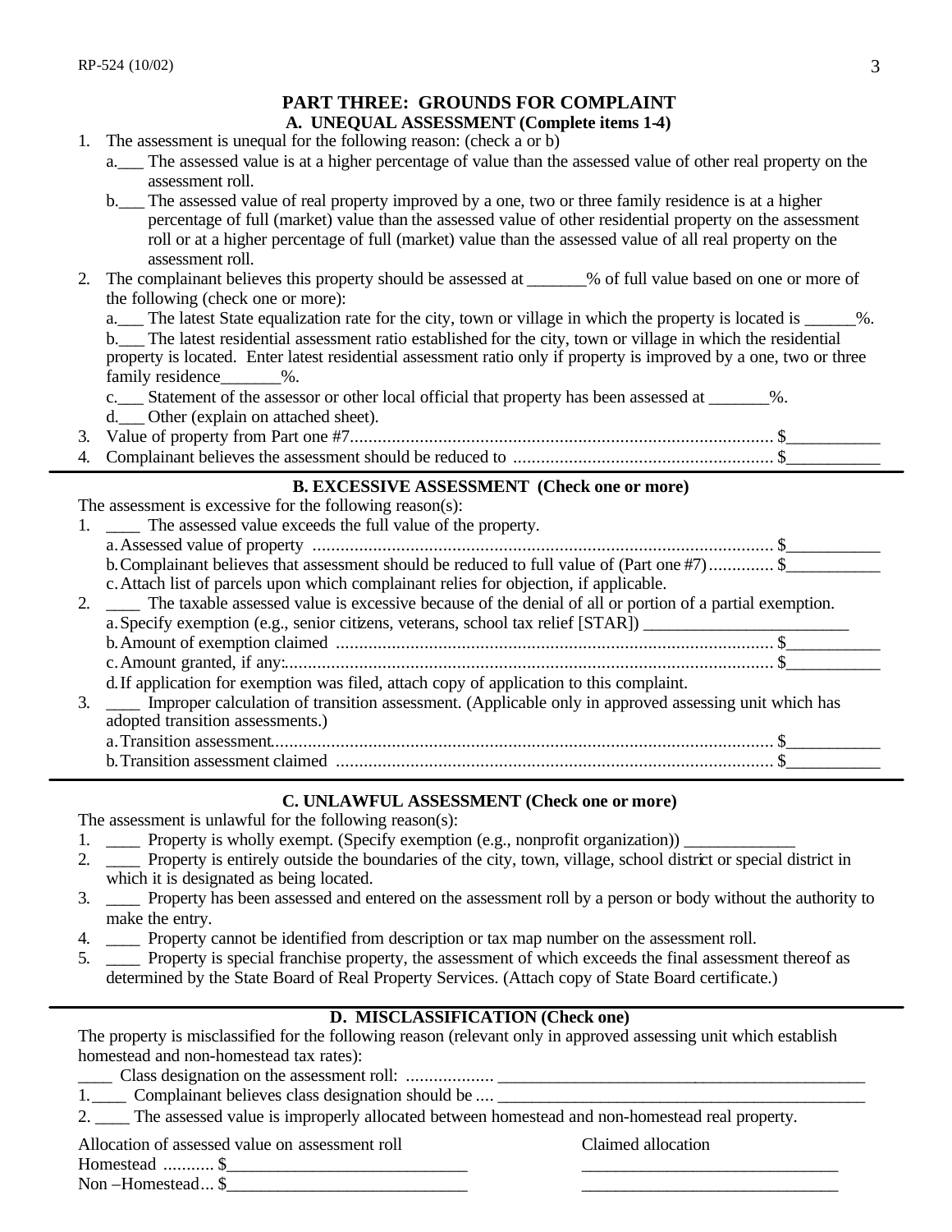## PART THREE: GROUNDS FOR COMPLAINT

### A. UNEQUAL ASSESSMENT (Complete items 1-4)

1. The assessment is unequal for the following reason: (check a or b)
   - a.___ The assessed value is at a higher percentage of value than the assessed value of other real property on the assessment roll.
   - b.___ The assessed value of real property improved by a one, two or three family residence is at a higher percentage of full (market) value than the assessed value of other residential property on the assessment roll or at a higher percentage of full (market) value than the assessed value of all real property on the assessment roll.
2. The complainant believes this property should be assessed at _______% of full value based on one or more of the following (check one or more):
   - a.___ The latest State equalization rate for the city, town or village in which the property is located is ______%.
   - b.___ The latest residential assessment ratio established for the city, town or village in which the residential property is located. Enter latest residential assessment ratio only if property is improved by a one, two or three family residence_______%.
   - c.___ Statement of the assessor or other local official that property has been assessed at _______%.
   - d.___ Other (explain on attached sheet).
3. Value of property from Part one #7........................................................................................... $___________
4. Complainant believes the assessment should be reduced to ........................................................ $___________

---

### B. EXCESSIVE ASSESSMENT (Check one or more)

The assessment is excessive for the following reason(s):

1. ____ The assessed value exceeds the full value of the property.
   - a. Assessed value of property ................................................................................................... $___________
   - b. Complainant believes that assessment should be reduced to full value of (Part one #7) .............. $___________
   - c. Attach list of parcels upon which complainant relies for objection, if applicable.
2. ____ The taxable assessed value is excessive because of the denial of all or portion of a partial exemption.
   - a. Specify exemption (e.g., senior citizens, veterans, school tax relief [STAR]) ________________________
   - b. Amount of exemption claimed .............................................................................................. $___________
   - c. Amount granted, if any:......................................................................................................... $___________
   - d. If application for exemption was filed, attach copy of application to this complaint.
3. ____ Improper calculation of transition assessment. (Applicable only in approved assessing unit which has adopted transition assessments.)
   - a. Transition assessment............................................................................................................ $___________
   - b. Transition assessment claimed .............................................................................................. $___________

---

### C. UNLAWFUL ASSESSMENT (Check one or more)

The assessment is unlawful for the following reason(s):

1. ____ Property is wholly exempt. (Specify exemption (e.g., nonprofit organization)) _____________
2. ____ Property is entirely outside the boundaries of the city, town, village, school district or special district in which it is designated as being located.
3. ____ Property has been assessed and entered on the assessment roll by a person or body without the authority to make the entry.
4. ____ Property cannot be identified from description or tax map number on the assessment roll.
5. ____ Property is special franchise property, the assessment of which exceeds the final assessment thereof as determined by the State Board of Real Property Services. (Attach copy of State Board certificate.)

---

### D. MISCLASSIFICATION (Check one)

The property is misclassified for the following reason (relevant only in approved assessing unit which establish homestead and non-homestead tax rates):

____ Class designation on the assessment roll: .................. ______________________________________________

1. ____ Complainant believes class designation should be .... ______________________________________________
2. ____ The assessed value is improperly allocated between homestead and non-homestead real property.

| Allocation of assessed value on assessment roll | Claimed allocation |
|---|---|
| Homestead ........... $____________________________ | ______________________________ |
| Non –Homestead... $____________________________ | ______________________________ |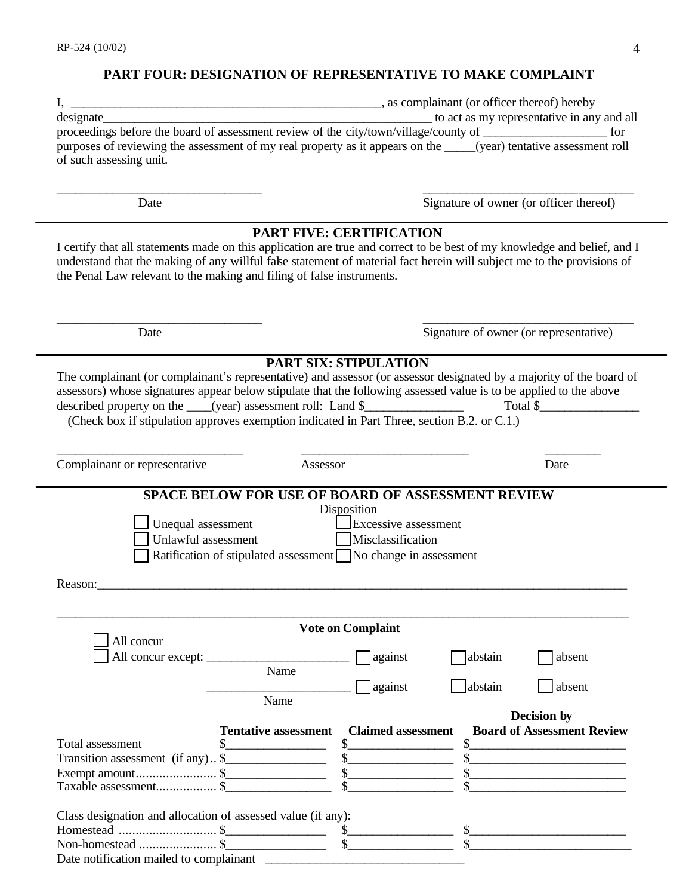## PART FOUR: DESIGNATION OF REPRESENTATIVE TO MAKE COMPLAINT

I, _______________________________________________, as complainant (or officer thereof) hereby designate____________________________________________________ to act as my representative in any and all proceedings before the board of assessment review of the city/town/village/county of ___________________ for purposes of reviewing the assessment of my real property as it appears on the _____(year) tentative assessment roll of such assessing unit.

_______________________________ Date

_______________________________ Signature of owner (or officer thereof)

## PART FIVE: CERTIFICATION

I certify that all statements made on this application are true and correct to be best of my knowledge and belief, and I understand that the making of any willful false statement of material fact herein will subject me to the provisions of the Penal Law relevant to the making and filing of false instruments.

_______________________________ Date

_______________________________ Signature of owner (or representative)

## PART SIX: STIPULATION

The complainant (or complainant's representative) and assessor (or assessor designated by a majority of the board of assessors) whose signatures appear below stipulate that the following assessed value is to be applied to the above described property on the ____(year) assessment roll: Land $_______________ Total $_______________

(Check box if stipulation approves exemption indicated in Part Three, section B.2. or C.1.)

_____________________________ Complainant or representative

__________________________ Assessor

_________ Date

## SPACE BELOW FOR USE OF BOARD OF ASSESSMENT REVIEW

Disposition

☐ Unequal assessment ☐ Excessive assessment

☐ Unlawful assessment ☐ Misclassification

☐ Ratification of stipulated assessment ☐ No change in assessment

Reason:_________________________________________________________________________________

_______________________________________________________________________________________

**Vote on Complaint**

☐ All concur

☐ All concur except: ______________________ (Name) ☐ against ☐ abstain ☐ absent

______________________ (Name) ☐ against ☐ abstain ☐ absent

| | Tentative assessment | Claimed assessment | Decision by Board of Assessment Review |
|---|---|---|---|
| Total assessment | $_______________ | $_______________ | $_______________________ |
| Transition assessment (if any) | $_______________ | $_______________ | $_______________________ |
| Exempt amount | $_______________ | $_______________ | $_______________________ |
| Taxable assessment | $_______________ | $_______________ | $_______________________ |

Class designation and allocation of assessed value (if any):

| | | | |
|---|---|---|---|
| Homestead | $_______________ | $_______________ | $_______________________ |
| Non-homestead | $_______________ | $_______________ | $_______________________ |

Date notification mailed to complainant ______________________________